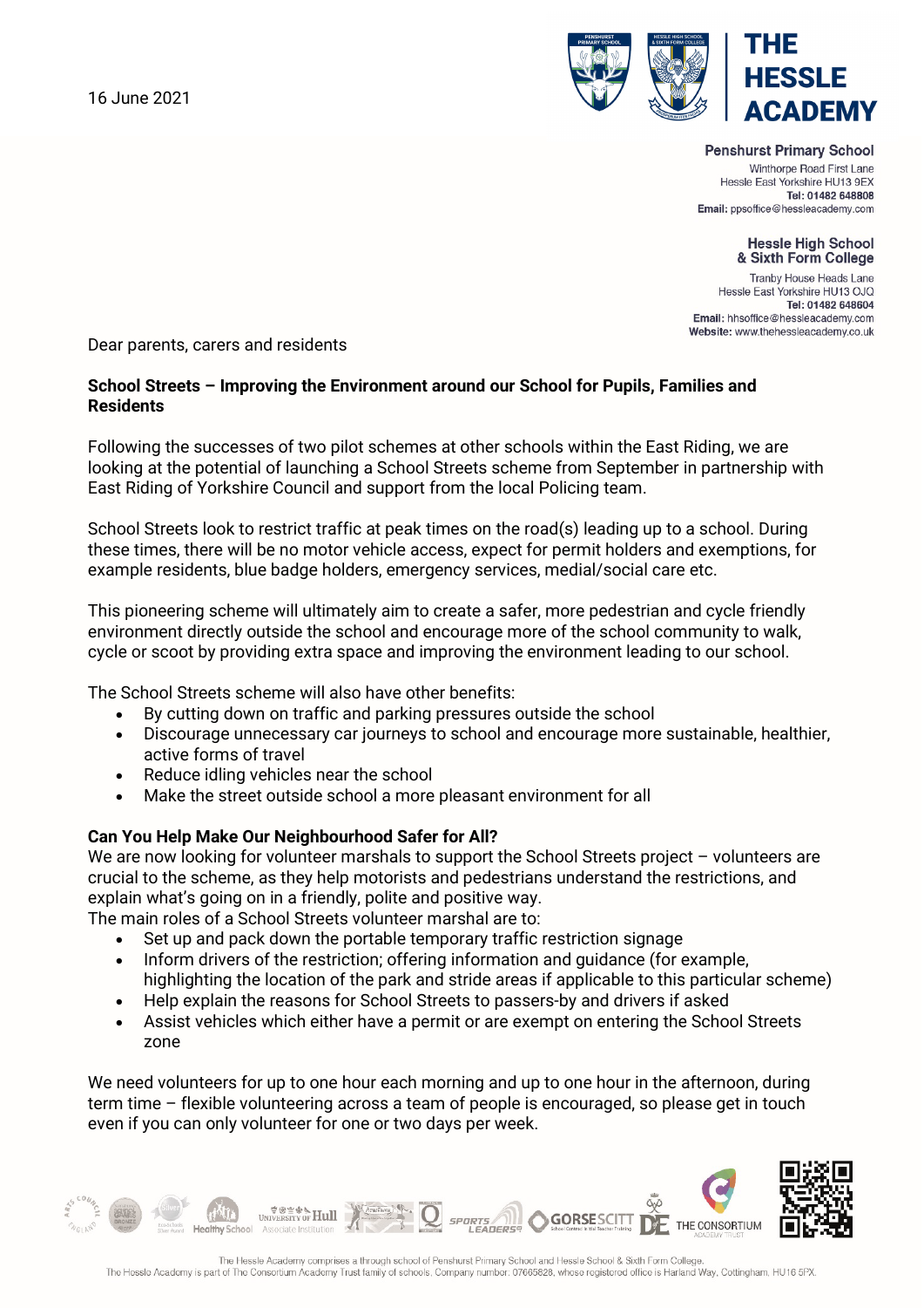16 June 2021

**THE HESSLE ACADEMY**

**Penshurst Primary School**
Winthorpe Road First Lane
Hessle East Yorkshire HU13 9EX
**Tel: 01482 648808**
**Email:** ppsoffice@hessleacademy.com

**Hessle High School & Sixth Form College**
Tranby House Heads Lane
Hessle East Yorkshire HU13 0JQ
**Tel: 01482 648604**
**Email:** hhsoffice@hessleacademy.com
**Website:** www.thehessleacademy.co.uk

Dear parents, carers and residents

**School Streets – Improving the Environment around our School for Pupils, Families and Residents**

Following the successes of two pilot schemes at other schools within the East Riding, we are looking at the potential of launching a School Streets scheme from September in partnership with East Riding of Yorkshire Council and support from the local Policing team.

School Streets look to restrict traffic at peak times on the road(s) leading up to a school. During these times, there will be no motor vehicle access, expect for permit holders and exemptions, for example residents, blue badge holders, emergency services, medial/social care etc.

This pioneering scheme will ultimately aim to create a safer, more pedestrian and cycle friendly environment directly outside the school and encourage more of the school community to walk, cycle or scoot by providing extra space and improving the environment leading to our school.

The School Streets scheme will also have other benefits:

- By cutting down on traffic and parking pressures outside the school
- Discourage unnecessary car journeys to school and encourage more sustainable, healthier, active forms of travel
- Reduce idling vehicles near the school
- Make the street outside school a more pleasant environment for all

**Can You Help Make Our Neighbourhood Safer for All?**

We are now looking for volunteer marshals to support the School Streets project – volunteers are crucial to the scheme, as they help motorists and pedestrians understand the restrictions, and explain what's going on in a friendly, polite and positive way.
The main roles of a School Streets volunteer marshal are to:

- Set up and pack down the portable temporary traffic restriction signage
- Inform drivers of the restriction; offering information and guidance (for example, highlighting the location of the park and stride areas if applicable to this particular scheme)
- Help explain the reasons for School Streets to passers-by and drivers if asked
- Assist vehicles which either have a permit or are exempt on entering the School Streets zone

We need volunteers for up to one hour each morning and up to one hour in the afternoon, during term time – flexible volunteering across a team of people is encouraged, so please get in touch even if you can only volunteer for one or two days per week.

The Hessle Academy comprises a through school of Penshurst Primary School and Hessle School & Sixth Form College.
The Hessle Academy is part of The Consortium Academy Trust family of schools. Company number: 07665828, whose registered office is Harland Way, Cottingham, HU16 5PX.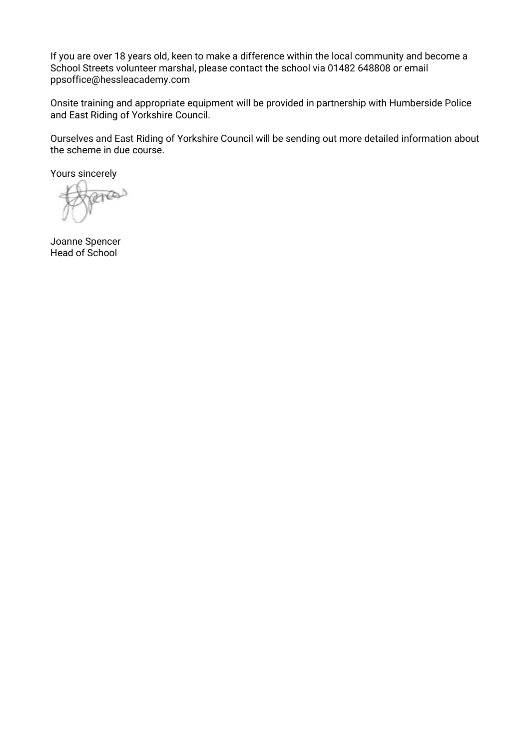If you are over 18 years old, keen to make a difference within the local community and become a School Streets volunteer marshal, please contact the school via 01482 648808 or email ppsoffice@hessleacademy.com

Onsite training and appropriate equipment will be provided in partnership with Humberside Police and East Riding of Yorkshire Council.

Ourselves and East Riding of Yorkshire Council will be sending out more detailed information about the scheme in due course.

Yours sincerely

Joanne Spencer
Head of School